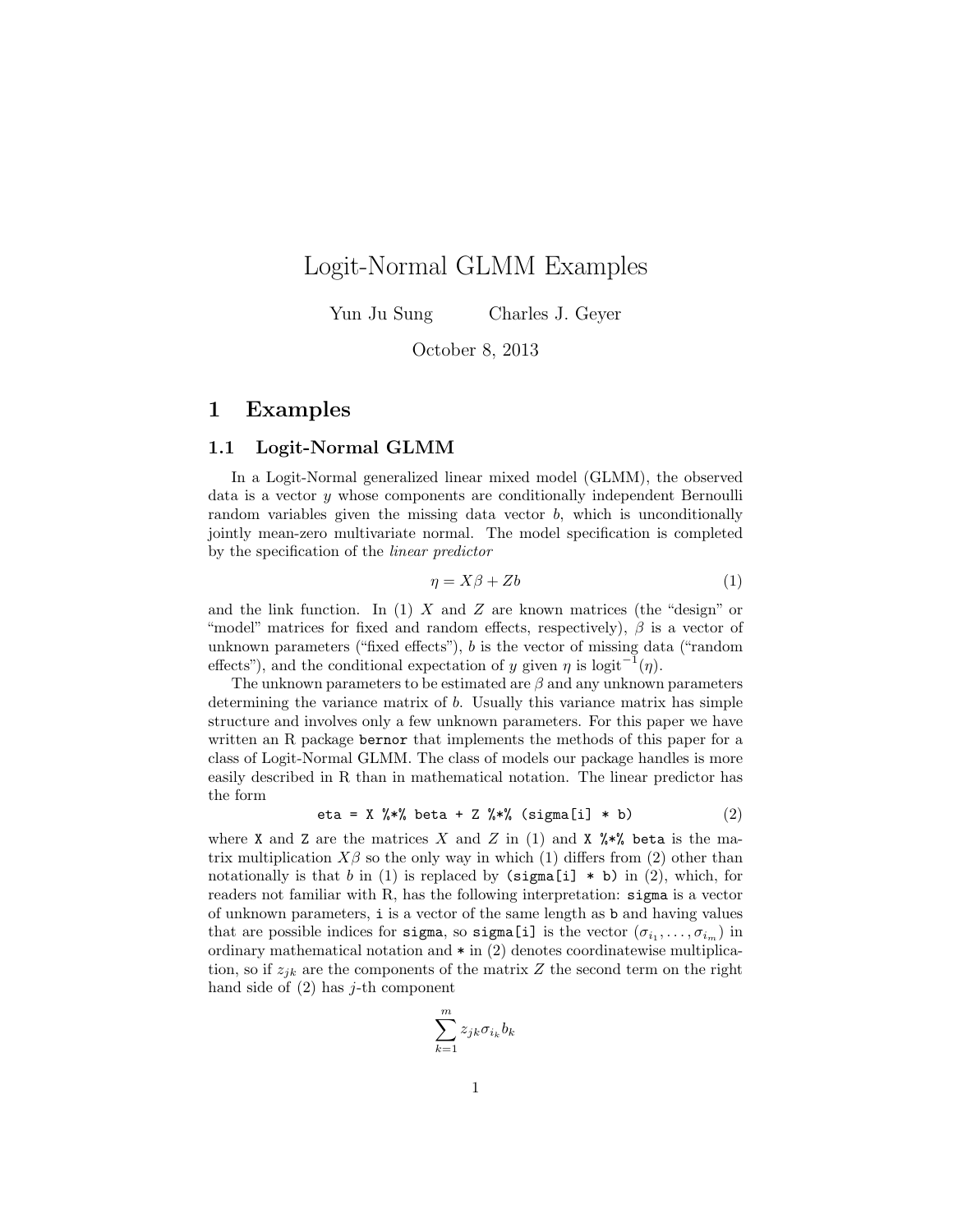# Logit-Normal GLMM Examples

Yun Ju Sung    Charles J. Geyer

October 8, 2013

## 1 Examples

### 1.1 Logit-Normal GLMM

In a Logit-Normal generalized linear mixed model (GLMM), the observed data is a vector $y$ whose components are conditionally independent Bernoulli random variables given the missing data vector $b$, which is unconditionally jointly mean-zero multivariate normal. The model specification is completed by the specification of the *linear predictor*

$$\eta = X\beta + Zb \tag{1}$$

and the link function. In (1) $X$ and $Z$ are known matrices (the "design" or "model" matrices for fixed and random effects, respectively), $\beta$ is a vector of unknown parameters ("fixed effects"), $b$ is the vector of missing data ("random effects"), and the conditional expectation of $y$ given $\eta$ is $\text{logit}^{-1}(\eta)$.

The unknown parameters to be estimated are $\beta$ and any unknown parameters determining the variance matrix of $b$. Usually this variance matrix has simple structure and involves only a few unknown parameters. For this paper we have written an R package `bernor` that implements the methods of this paper for a class of Logit-Normal GLMM. The class of models our package handles is more easily described in R than in mathematical notation. The linear predictor has the form

```
eta = X %*% beta + Z %*% (sigma[i] * b)        (2)
```

where `X` and `Z` are the matrices $X$ and $Z$ in (1) and `X %*% beta` is the matrix multiplication $X\beta$ so the only way in which (1) differs from (2) other than notationally is that $b$ in (1) is replaced by `(sigma[i] * b)` in (2), which, for readers not familiar with R, has the following interpretation: `sigma` is a vector of unknown parameters, `i` is a vector of the same length as `b` and having values that are possible indices for `sigma`, so `sigma[i]` is the vector $(\sigma_{i_1}, \ldots, \sigma_{i_m})$ in ordinary mathematical notation and `*` in (2) denotes coordinatewise multiplication, so if $z_{jk}$ are the components of the matrix $Z$ the second term on the right hand side of (2) has $j$-th component

$$\sum_{k=1}^{m} z_{jk} \sigma_{i_k} b_k$$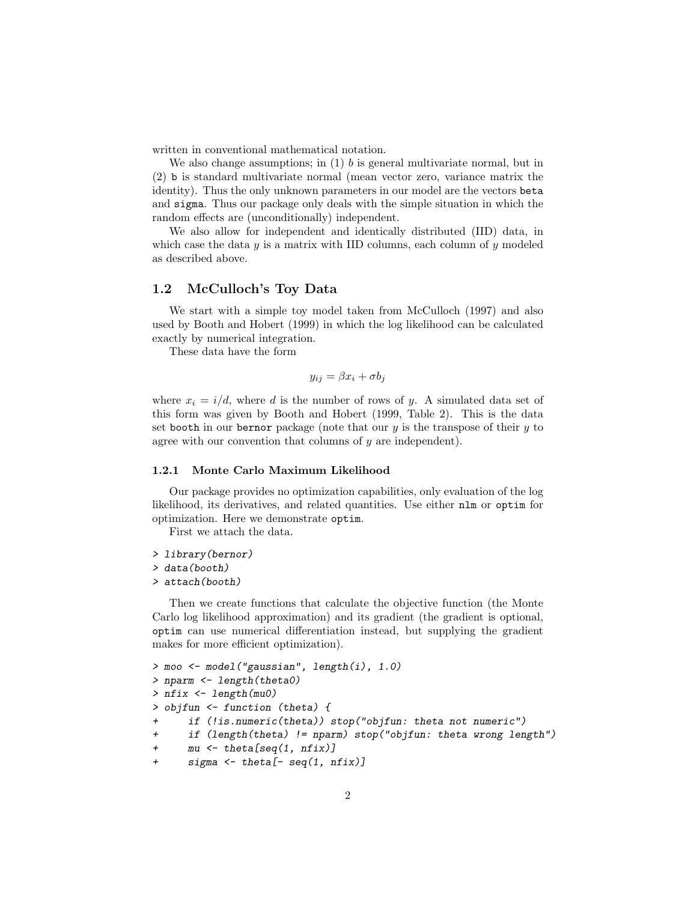written in conventional mathematical notation.

We also change assumptions; in (1) $b$ is general multivariate normal, but in (2) `b` is standard multivariate normal (mean vector zero, variance matrix the identity). Thus the only unknown parameters in our model are the vectors `beta` and `sigma`. Thus our package only deals with the simple situation in which the random effects are (unconditionally) independent.

We also allow for independent and identically distributed (IID) data, in which case the data $y$ is a matrix with IID columns, each column of $y$ modeled as described above.

## 1.2 McCulloch's Toy Data

We start with a simple toy model taken from McCulloch (1997) and also used by Booth and Hobert (1999) in which the log likelihood can be calculated exactly by numerical integration.

These data have the form

$$y_{ij} = \beta x_i + \sigma b_j$$

where $x_i = i/d$, where $d$ is the number of rows of $y$. A simulated data set of this form was given by Booth and Hobert (1999, Table 2). This is the data set `booth` in our `bernor` package (note that our $y$ is the transpose of their $y$ to agree with our convention that columns of $y$ are independent).

### 1.2.1 Monte Carlo Maximum Likelihood

Our package provides no optimization capabilities, only evaluation of the log likelihood, its derivatives, and related quantities. Use either `nlm` or `optim` for optimization. Here we demonstrate `optim`.

First we attach the data.

```
> library(bernor)
> data(booth)
> attach(booth)
```

Then we create functions that calculate the objective function (the Monte Carlo log likelihood approximation) and its gradient (the gradient is optional, `optim` can use numerical differentiation instead, but supplying the gradient makes for more efficient optimization).

```
> moo <- model("gaussian", length(i), 1.0)
> nparm <- length(theta0)
> nfix <- length(mu0)
> objfun <- function (theta) {
+     if (!is.numeric(theta)) stop("objfun: theta not numeric")
+     if (length(theta) != nparm) stop("objfun: theta wrong length")
+     mu <- theta[seq(1, nfix)]
+     sigma <- theta[- seq(1, nfix)]
```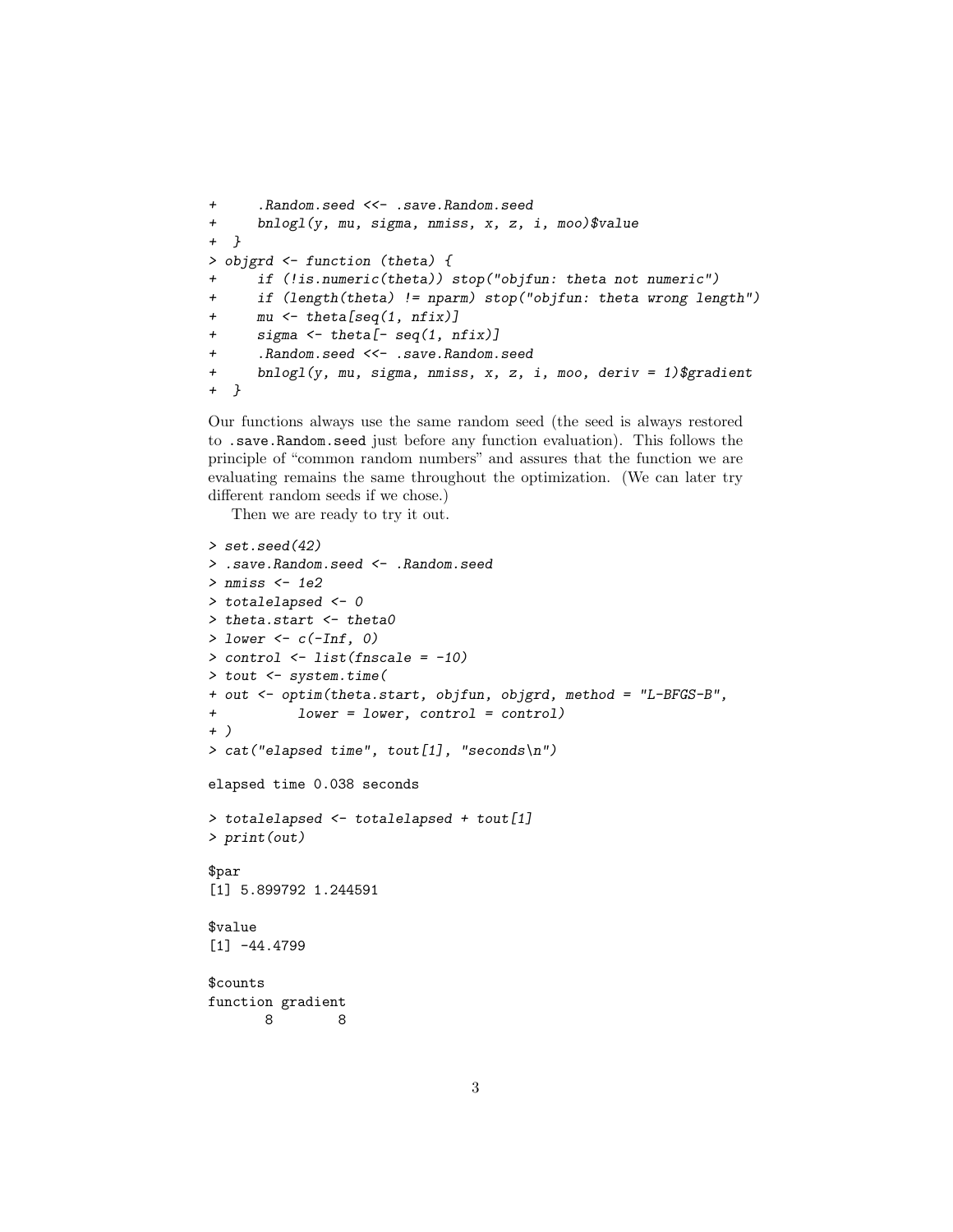```
+     .Random.seed <<- .save.Random.seed
+     bnlogl(y, mu, sigma, nmiss, x, z, i, moo)$value
+ }
> objgrd <- function (theta) {
+     if (!is.numeric(theta)) stop("objfun: theta not numeric")
+     if (length(theta) != nparm) stop("objfun: theta wrong length")
+     mu <- theta[seq(1, nfix)]
+     sigma <- theta[- seq(1, nfix)]
+     .Random.seed <<- .save.Random.seed
+     bnlogl(y, mu, sigma, nmiss, x, z, i, moo, deriv = 1)$gradient
+ }
```

Our functions always use the same random seed (the seed is always restored to `.save.Random.seed` just before any function evaluation). This follows the principle of "common random numbers" and assures that the function we are evaluating remains the same throughout the optimization. (We can later try different random seeds if we chose.)

Then we are ready to try it out.

```
> set.seed(42)
> .save.Random.seed <- .Random.seed
> nmiss <- 1e2
> totalelapsed <- 0
> theta.start <- theta0
> lower <- c(-Inf, 0)
> control <- list(fnscale = -10)
> tout <- system.time(
+ out <- optim(theta.start, objfun, objgrd, method = "L-BFGS-B",
+          lower = lower, control = control)
+ )
> cat("elapsed time", tout[1], "seconds\n")

elapsed time 0.038 seconds

> totalelapsed <- totalelapsed + tout[1]
> print(out)

$par
[1] 5.899792 1.244591

$value
[1] -44.4799

$counts
function gradient
       8        8
```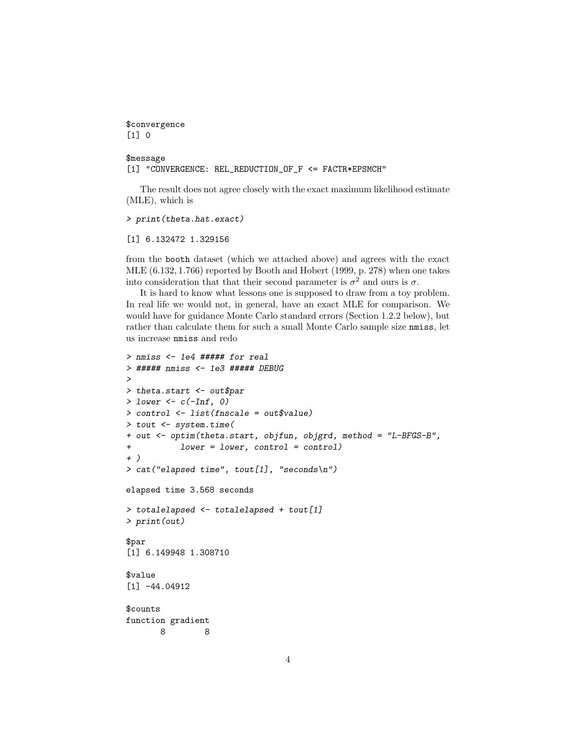```
$convergence
[1] 0

$message
[1] "CONVERGENCE: REL_REDUCTION_OF_F <= FACTR*EPSMCH"
```

The result does not agree closely with the exact maximum likelihood estimate (MLE), which is

```
> print(theta.hat.exact)

[1] 6.132472 1.329156
```

from the `booth` dataset (which we attached above) and agrees with the exact MLE $(6.132, 1.766)$ reported by Booth and Hobert (1999, p. 278) when one takes into consideration that that their second parameter is $\sigma^2$ and ours is $\sigma$.

It is hard to know what lessons one is supposed to draw from a toy problem. In real life we would not, in general, have an exact MLE for comparison. We would have for guidance Monte Carlo standard errors (Section 1.2.2 below), but rather than calculate them for such a small Monte Carlo sample size `nmiss`, let us increase `nmiss` and redo

```
> nmiss <- 1e4 ##### for real
> ##### nmiss <- 1e3 ##### DEBUG
>
> theta.start <- out$par
> lower <- c(-Inf, 0)
> control <- list(fnscale = out$value)
> tout <- system.time(
+ out <- optim(theta.start, objfun, objgrd, method = "L-BFGS-B",
+           lower = lower, control = control)
+ )
> cat("elapsed time", tout[1], "seconds\n")

elapsed time 3.568 seconds

> totalelapsed <- totalelapsed + tout[1]
> print(out)

$par
[1] 6.149948 1.308710

$value
[1] -44.04912

$counts
function gradient
       8        8
```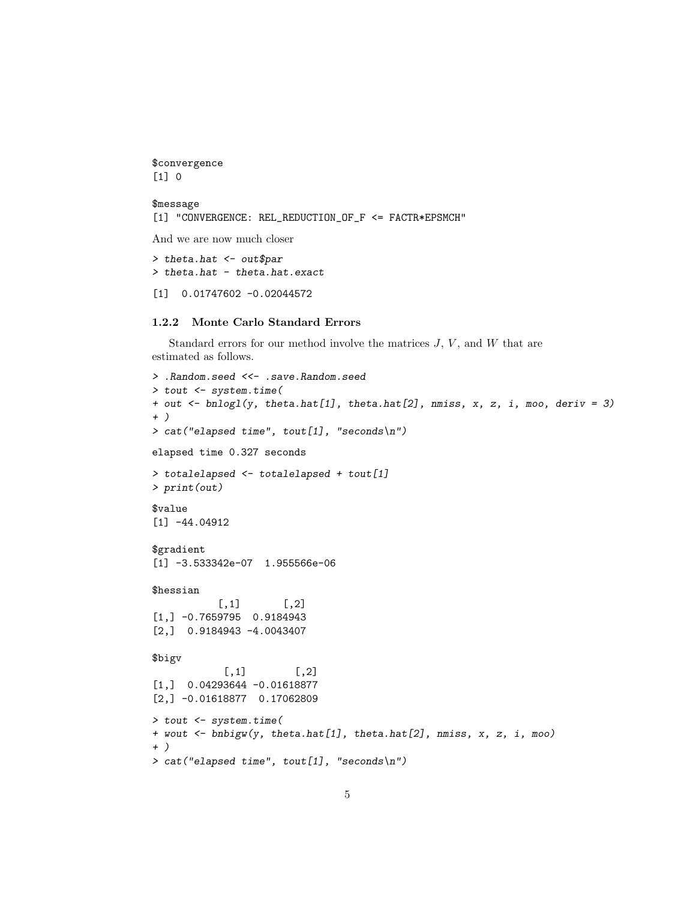```
$convergence
[1] 0

$message
[1] "CONVERGENCE: REL_REDUCTION_OF_F <= FACTR*EPSMCH"
```

And we are now much closer

```
> theta.hat <- out$par
> theta.hat - theta.hat.exact

[1]  0.01747602 -0.02044572
```

### 1.2.2 Monte Carlo Standard Errors

Standard errors for our method involve the matrices $J$, $V$, and $W$ that are estimated as follows.

```
> .Random.seed <<- .save.Random.seed
> tout <- system.time(
+ out <- bnlogl(y, theta.hat[1], theta.hat[2], nmiss, x, z, i, moo, deriv = 3)
+ )
> cat("elapsed time", tout[1], "seconds\n")

elapsed time 0.327 seconds

> totalelapsed <- totalelapsed + tout[1]
> print(out)

$value
[1] -44.04912

$gradient
[1] -3.533342e-07  1.955566e-06

$hessian
           [,1]       [,2]
[1,] -0.7659795  0.9184943
[2,]  0.9184943 -4.0043407

$bigv
            [,1]        [,2]
[1,]  0.04293644 -0.01618877
[2,] -0.01618877  0.17062809

> tout <- system.time(
+ wout <- bnbigw(y, theta.hat[1], theta.hat[2], nmiss, x, z, i, moo)
+ )
> cat("elapsed time", tout[1], "seconds\n")
```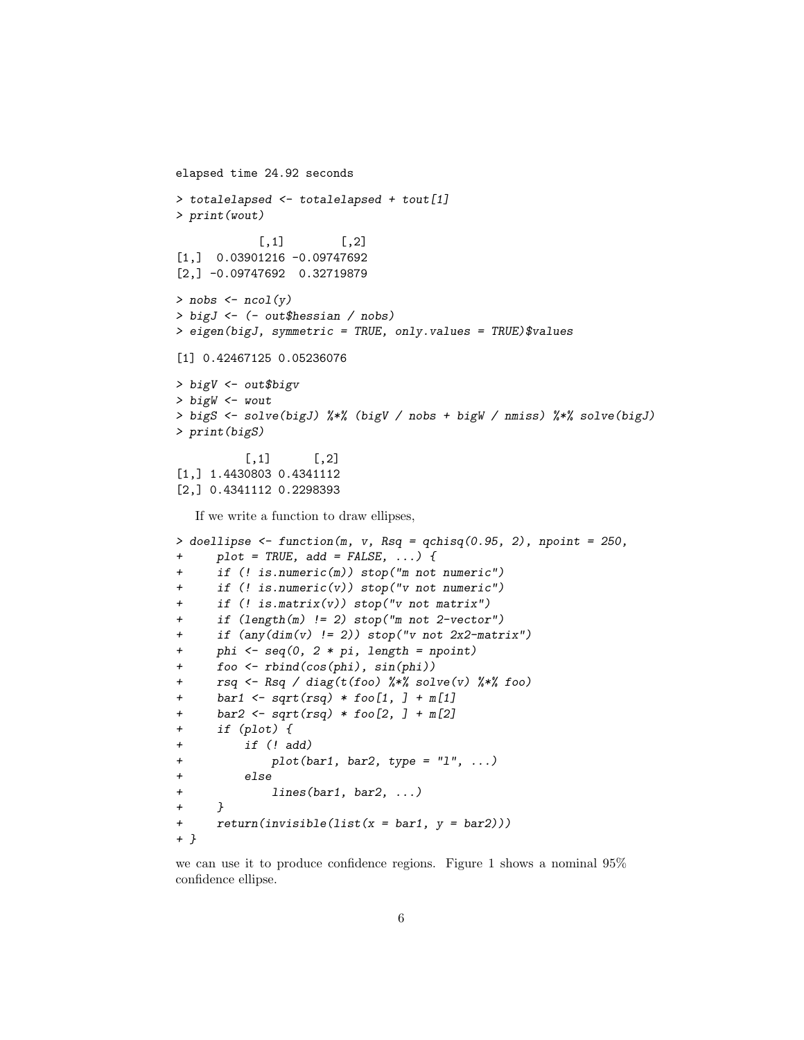```
elapsed time 24.92 seconds

> totalelapsed <- totalelapsed + tout[1]
> print(wout)

            [,1]        [,2]
[1,]  0.03901216 -0.09747692
[2,] -0.09747692  0.32719879

> nobs <- ncol(y)
> bigJ <- (- out$hessian / nobs)
> eigen(bigJ, symmetric = TRUE, only.values = TRUE)$values

[1] 0.42467125 0.05236076

> bigV <- out$bigv
> bigW <- wout
> bigS <- solve(bigJ) %*% (bigV / nobs + bigW / nmiss) %*% solve(bigJ)
> print(bigS)

          [,1]      [,2]
[1,] 1.4430803 0.4341112
[2,] 0.4341112 0.2298393
```

If we write a function to draw ellipses,

```
> doellipse <- function(m, v, Rsq = qchisq(0.95, 2), npoint = 250,
+     plot = TRUE, add = FALSE, ...) {
+     if (! is.numeric(m)) stop("m not numeric")
+     if (! is.numeric(v)) stop("v not numeric")
+     if (! is.matrix(v)) stop("v not matrix")
+     if (length(m) != 2) stop("m not 2-vector")
+     if (any(dim(v) != 2)) stop("v not 2x2-matrix")
+     phi <- seq(0, 2 * pi, length = npoint)
+     foo <- rbind(cos(phi), sin(phi))
+     rsq <- Rsq / diag(t(foo) %*% solve(v) %*% foo)
+     bar1 <- sqrt(rsq) * foo[1, ] + m[1]
+     bar2 <- sqrt(rsq) * foo[2, ] + m[2]
+     if (plot) {
+         if (! add)
+             plot(bar1, bar2, type = "l", ...)
+         else
+             lines(bar1, bar2, ...)
+     }
+     return(invisible(list(x = bar1, y = bar2)))
+ }
```

we can use it to produce confidence regions. Figure 1 shows a nominal 95% confidence ellipse.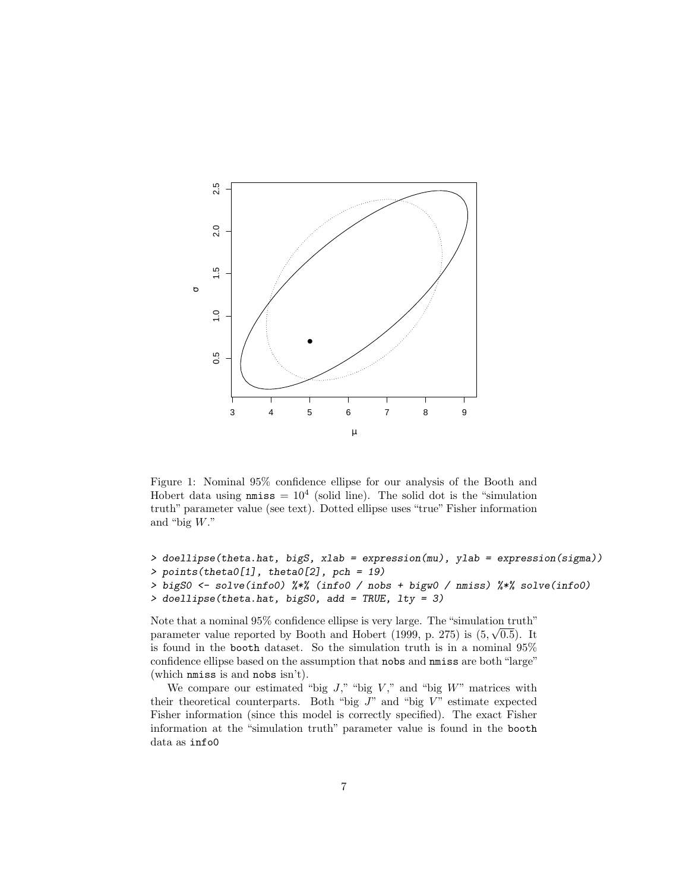Figure 1: Nominal 95% confidence ellipse for our analysis of the Booth and Hobert data using `nmiss` $= 10^4$ (solid line). The solid dot is the "simulation truth" parameter value (see text). Dotted ellipse uses "true" Fisher information and "big $W$."

```
> doellipse(theta.hat, bigS, xlab = expression(mu), ylab = expression(sigma))
> points(theta0[1], theta0[2], pch = 19)
> bigS0 <- solve(info0) %*% (info0 / nobs + bigw0 / nmiss) %*% solve(info0)
> doellipse(theta.hat, bigS0, add = TRUE, lty = 3)
```

Note that a nominal 95% confidence ellipse is very large. The "simulation truth" parameter value reported by Booth and Hobert (1999, p. 275) is $(5, \sqrt{0.5})$. It is found in the `booth` dataset. So the simulation truth is in a nominal 95% confidence ellipse based on the assumption that `nobs` and `nmiss` are both "large" (which `nmiss` is and `nobs` isn't).

We compare our estimated "big $J$," "big $V$," and "big $W$" matrices with their theoretical counterparts. Both "big $J$" and "big $V$" estimate expected Fisher information (since this model is correctly specified). The exact Fisher information at the "simulation truth" parameter value is found in the `booth` data as `info0`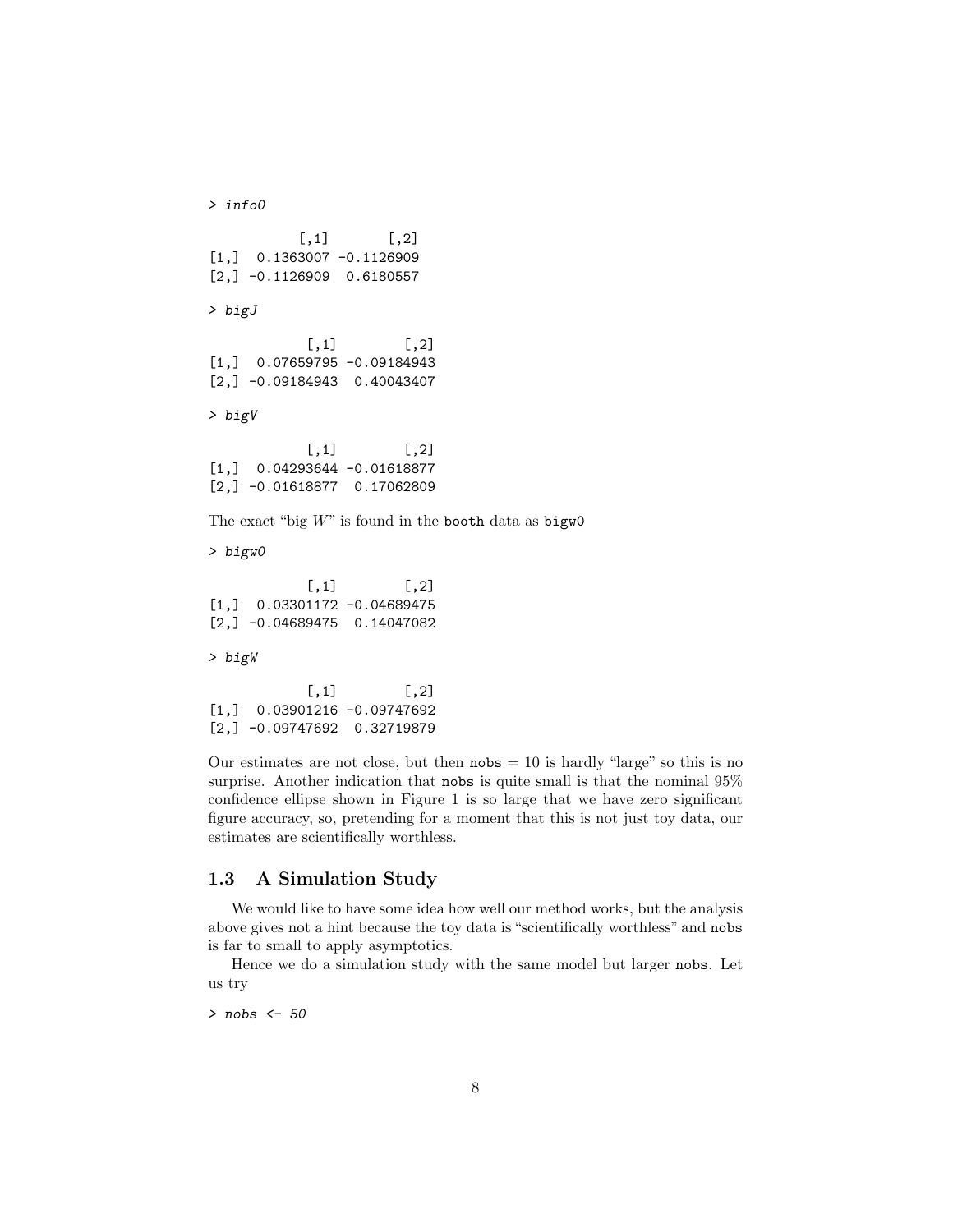```
> info0

           [,1]       [,2]
[1,]  0.1363007 -0.1126909
[2,] -0.1126909  0.6180557

> bigJ

            [,1]        [,2]
[1,]  0.07659795 -0.09184943
[2,] -0.09184943  0.40043407

> bigV

            [,1]        [,2]
[1,]  0.04293644 -0.01618877
[2,] -0.01618877  0.17062809
```

The exact "big $W$" is found in the `booth` data as `bigw0`

```
> bigw0

            [,1]        [,2]
[1,]  0.03301172 -0.04689475
[2,] -0.04689475  0.14047082

> bigW

            [,1]        [,2]
[1,]  0.03901216 -0.09747692
[2,] -0.09747692  0.32719879
```

Our estimates are not close, but then `nobs` $= 10$ is hardly "large" so this is no surprise. Another indication that `nobs` is quite small is that the nominal 95% confidence ellipse shown in Figure 1 is so large that we have zero significant figure accuracy, so, pretending for a moment that this is not just toy data, our estimates are scientifically worthless.

### 1.3 A Simulation Study

We would like to have some idea how well our method works, but the analysis above gives not a hint because the toy data is "scientifically worthless" and `nobs` is far to small to apply asymptotics.

Hence we do a simulation study with the same model but larger `nobs`. Let us try

```
> nobs <- 50
```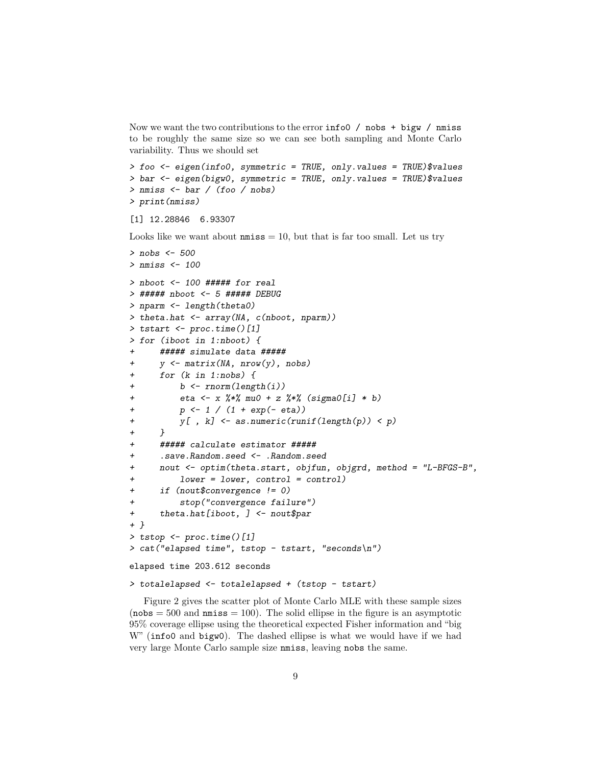Now we want the two contributions to the error `info0 / nobs + bigw / nmiss` to be roughly the same size so we can see both sampling and Monte Carlo variability. Thus we should set

```
> foo <- eigen(info0, symmetric = TRUE, only.values = TRUE)$values
> bar <- eigen(bigw0, symmetric = TRUE, only.values = TRUE)$values
> nmiss <- bar / (foo / nobs)
> print(nmiss)
```

```
[1] 12.28846  6.93307
```

Looks like we want about `nmiss` = 10, but that is far too small. Let us try

```
> nobs <- 500
> nmiss <- 100
```

```
> nboot <- 100 ##### for real
> ##### nboot <- 5 ##### DEBUG
> nparm <- length(theta0)
> theta.hat <- array(NA, c(nboot, nparm))
> tstart <- proc.time()[1]
> for (iboot in 1:nboot) {
+     ##### simulate data #####
+     y <- matrix(NA, nrow(y), nobs)
+     for (k in 1:nobs) {
+         b <- rnorm(length(i))
+         eta <- x %*% mu0 + z %*% (sigma0[i] * b)
+         p <- 1 / (1 + exp(- eta))
+         y[ , k] <- as.numeric(runif(length(p)) < p)
+     }
+     ##### calculate estimator #####
+     .save.Random.seed <- .Random.seed
+     nout <- optim(theta.start, objfun, objgrd, method = "L-BFGS-B",
+         lower = lower, control = control)
+     if (nout$convergence != 0)
+         stop("convergence failure")
+     theta.hat[iboot, ] <- nout$par
+ }
> tstop <- proc.time()[1]
> cat("elapsed time", tstop - tstart, "seconds\n")
```

```
elapsed time 203.612 seconds
```

```
> totalelapsed <- totalelapsed + (tstop - tstart)
```

Figure 2 gives the scatter plot of Monte Carlo MLE with these sample sizes (`nobs` = 500 and `nmiss` = 100). The solid ellipse in the figure is an asymptotic 95% coverage ellipse using the theoretical expected Fisher information and "big W" (`info0` and `bigw0`). The dashed ellipse is what we would have if we had very large Monte Carlo sample size `nmiss`, leaving `nobs` the same.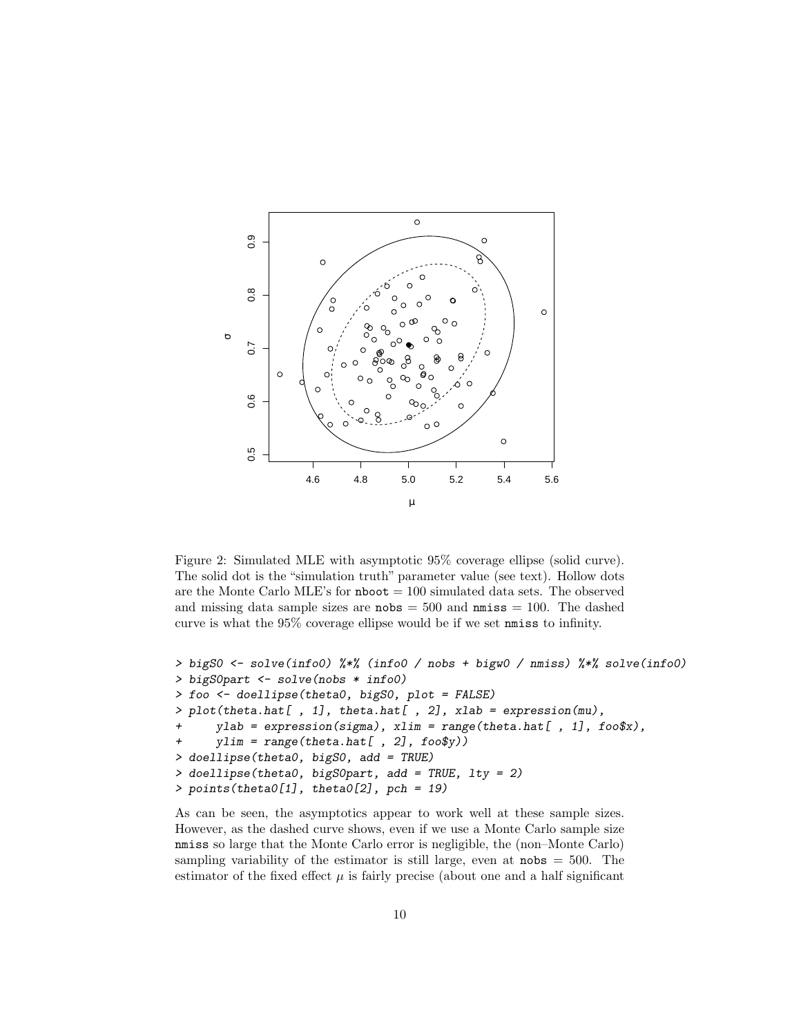Figure 2: Simulated MLE with asymptotic 95% coverage ellipse (solid curve). The solid dot is the "simulation truth" parameter value (see text). Hollow dots are the Monte Carlo MLE's for `nboot` = 100 simulated data sets. The observed and missing data sample sizes are `nobs` = 500 and `nmiss` = 100. The dashed curve is what the 95% coverage ellipse would be if we set `nmiss` to infinity.

```
> bigS0 <- solve(info0) %*% (info0 / nobs + bigw0 / nmiss) %*% solve(info0)
> bigS0part <- solve(nobs * info0)
> foo <- doellipse(theta0, bigS0, plot = FALSE)
> plot(theta.hat[ , 1], theta.hat[ , 2], xlab = expression(mu),
+     ylab = expression(sigma), xlim = range(theta.hat[ , 1], foo$x),
+     ylim = range(theta.hat[ , 2], foo$y))
> doellipse(theta0, bigS0, add = TRUE)
> doellipse(theta0, bigS0part, add = TRUE, lty = 2)
> points(theta0[1], theta0[2], pch = 19)
```

As can be seen, the asymptotics appear to work well at these sample sizes. However, as the dashed curve shows, even if we use a Monte Carlo sample size `nmiss` so large that the Monte Carlo error is negligible, the (non–Monte Carlo) sampling variability of the estimator is still large, even at `nobs` = 500. The estimator of the fixed effect $\mu$ is fairly precise (about one and a half significant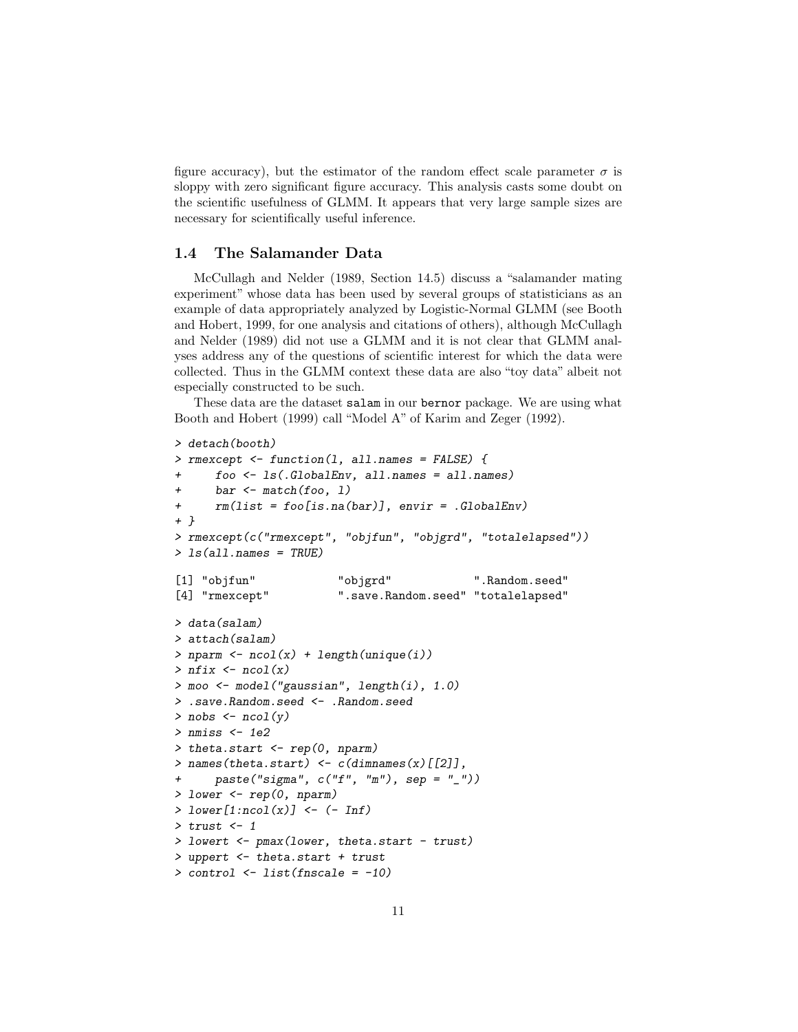figure accuracy), but the estimator of the random effect scale parameter $\sigma$ is sloppy with zero significant figure accuracy. This analysis casts some doubt on the scientific usefulness of GLMM. It appears that very large sample sizes are necessary for scientifically useful inference.

### 1.4 The Salamander Data

McCullagh and Nelder (1989, Section 14.5) discuss a "salamander mating experiment" whose data has been used by several groups of statisticians as an example of data appropriately analyzed by Logistic-Normal GLMM (see Booth and Hobert, 1999, for one analysis and citations of others), although McCullagh and Nelder (1989) did not use a GLMM and it is not clear that GLMM analyses address any of the questions of scientific interest for which the data were collected. Thus in the GLMM context these data are also "toy data" albeit not especially constructed to be such.

These data are the dataset `salam` in our `bernor` package. We are using what Booth and Hobert (1999) call "Model A" of Karim and Zeger (1992).

```
> detach(booth)
> rmexcept <- function(l, all.names = FALSE) {
+     foo <- ls(.GlobalEnv, all.names = all.names)
+     bar <- match(foo, l)
+     rm(list = foo[is.na(bar)], envir = .GlobalEnv)
+ }
> rmexcept(c("rmexcept", "objfun", "objgrd", "totalelapsed"))
> ls(all.names = TRUE)

[1] "objfun"            "objgrd"            ".Random.seed"
[4] "rmexcept"          ".save.Random.seed" "totalelapsed"

> data(salam)
> attach(salam)
> nparm <- ncol(x) + length(unique(i))
> nfix <- ncol(x)
> moo <- model("gaussian", length(i), 1.0)
> .save.Random.seed <- .Random.seed
> nobs <- ncol(y)
> nmiss <- 1e2
> theta.start <- rep(0, nparm)
> names(theta.start) <- c(dimnames(x)[[2]],
+     paste("sigma", c("f", "m"), sep = "_"))
> lower <- rep(0, nparm)
> lower[1:ncol(x)] <- (- Inf)
> trust <- 1
> lowert <- pmax(lower, theta.start - trust)
> uppert <- theta.start + trust
> control <- list(fnscale = -10)
```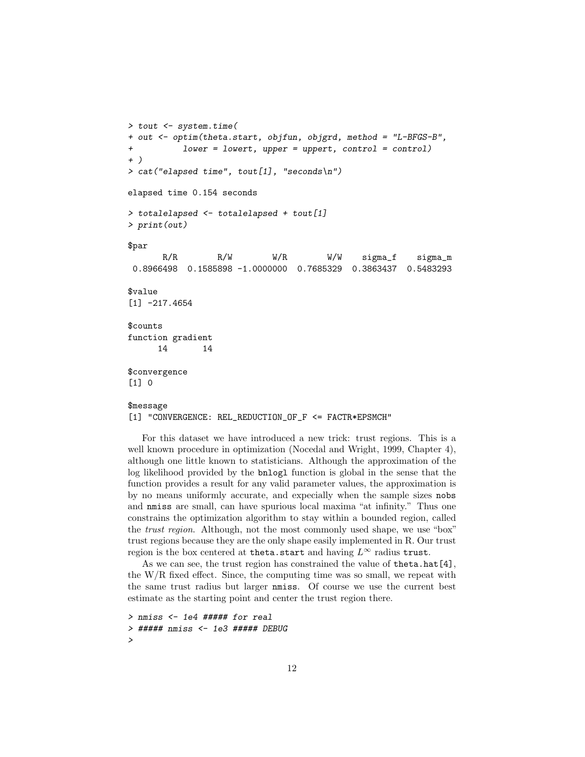```
> tout <- system.time(
+ out <- optim(theta.start, objfun, objgrd, method = "L-BFGS-B",
+          lower = lowert, upper = uppert, control = control)
+ )
> cat("elapsed time", tout[1], "seconds\n")

elapsed time 0.154 seconds

> totalelapsed <- totalelapsed + tout[1]
> print(out)

$par
      R/R        R/W        W/R        W/W    sigma_f    sigma_m
 0.8966498  0.1585898 -1.0000000  0.7685329  0.3863437  0.5483293

$value
[1] -217.4654

$counts
function gradient
      14       14

$convergence
[1] 0

$message
[1] "CONVERGENCE: REL_REDUCTION_OF_F <= FACTR*EPSMCH"
```

For this dataset we have introduced a new trick: trust regions. This is a well known procedure in optimization (Nocedal and Wright, 1999, Chapter 4), although one little known to statisticians. Although the approximation of the log likelihood provided by the `bnlogl` function is global in the sense that the function provides a result for any valid parameter values, the approximation is by no means uniformly accurate, and expecially when the sample sizes `nobs` and `nmiss` are small, can have spurious local maxima "at infinity." Thus one constrains the optimization algorithm to stay within a bounded region, called the *trust region*. Although, not the most commonly used shape, we use "box" trust regions because they are the only shape easily implemented in R. Our trust region is the box centered at `theta.start` and having $L^\infty$ radius `trust`.

As we can see, the trust region has constrained the value of `theta.hat[4]`, the W/R fixed effect. Since, the computing time was so small, we repeat with the same trust radius but larger `nmiss`. Of course we use the current best estimate as the starting point and center the trust region there.

```
> nmiss <- 1e4 ##### for real
> ##### nmiss <- 1e3 ##### DEBUG
>
```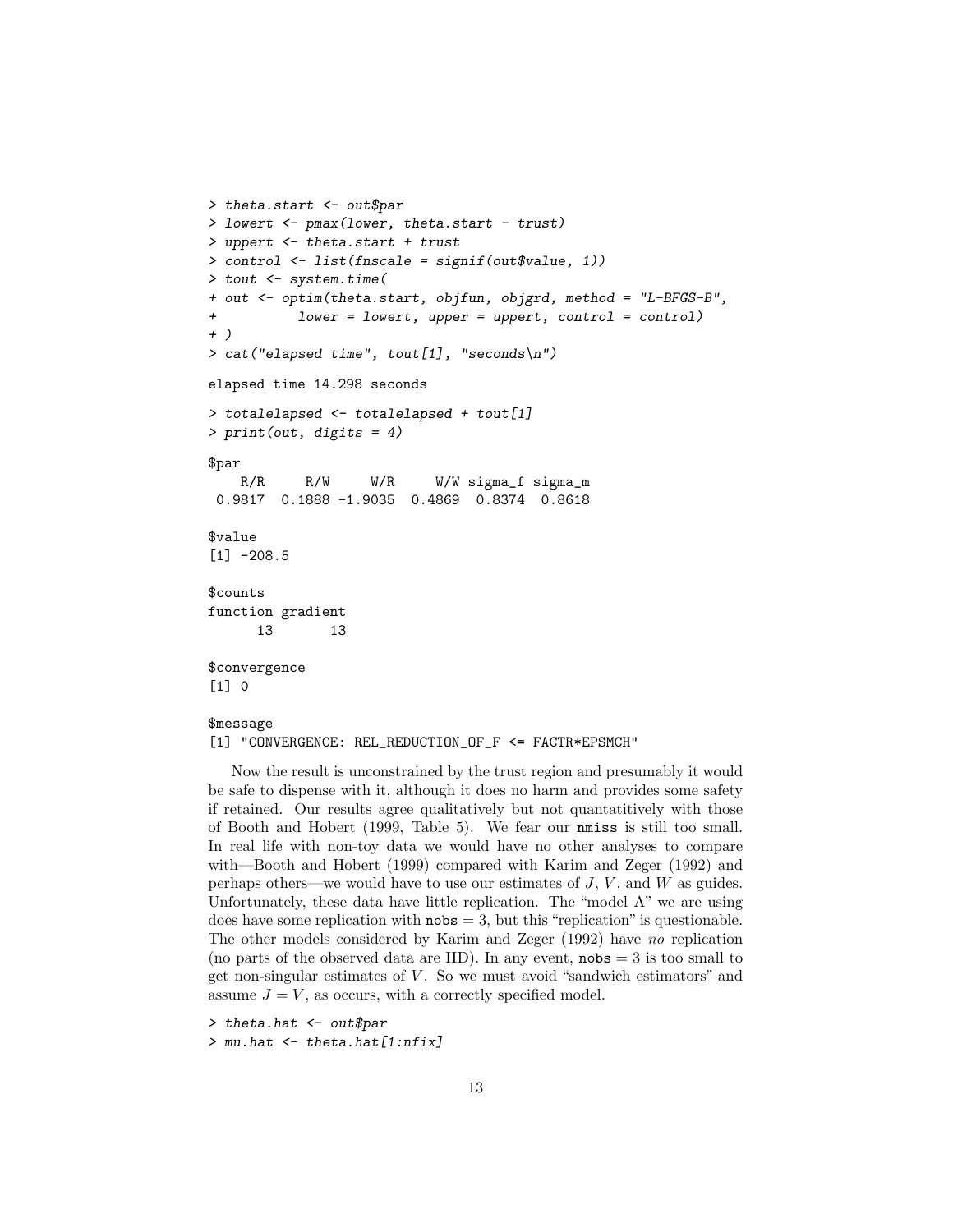```
> theta.start <- out$par
> lowert <- pmax(lower, theta.start - trust)
> uppert <- theta.start + trust
> control <- list(fnscale = signif(out$value, 1))
> tout <- system.time(
+ out <- optim(theta.start, objfun, objgrd, method = "L-BFGS-B",
+          lower = lowert, upper = uppert, control = control)
+ )
> cat("elapsed time", tout[1], "seconds\n")

elapsed time 14.298 seconds

> totalelapsed <- totalelapsed + tout[1]
> print(out, digits = 4)

$par
    R/R     R/W     W/R     W/W sigma_f sigma_m
 0.9817  0.1888 -1.9035  0.4869  0.8374  0.8618

$value
[1] -208.5

$counts
function gradient
      13       13

$convergence
[1] 0

$message
[1] "CONVERGENCE: REL_REDUCTION_OF_F <= FACTR*EPSMCH"
```

Now the result is unconstrained by the trust region and presumably it would be safe to dispense with it, although it does no harm and provides some safety if retained. Our results agree qualitatively but not quantitatively with those of Booth and Hobert (1999, Table 5). We fear our `nmiss` is still too small. In real life with non-toy data we would have no other analyses to compare with—Booth and Hobert (1999) compared with Karim and Zeger (1992) and perhaps others—we would have to use our estimates of $J$, $V$, and $W$ as guides. Unfortunately, these data have little replication. The "model A" we are using does have some replication with `nobs` = 3, but this "replication" is questionable. The other models considered by Karim and Zeger (1992) have *no* replication (no parts of the observed data are IID). In any event, `nobs` = 3 is too small to get non-singular estimates of $V$. So we must avoid "sandwich estimators" and assume $J = V$, as occurs, with a correctly specified model.

```
> theta.hat <- out$par
> mu.hat <- theta.hat[1:nfix]
```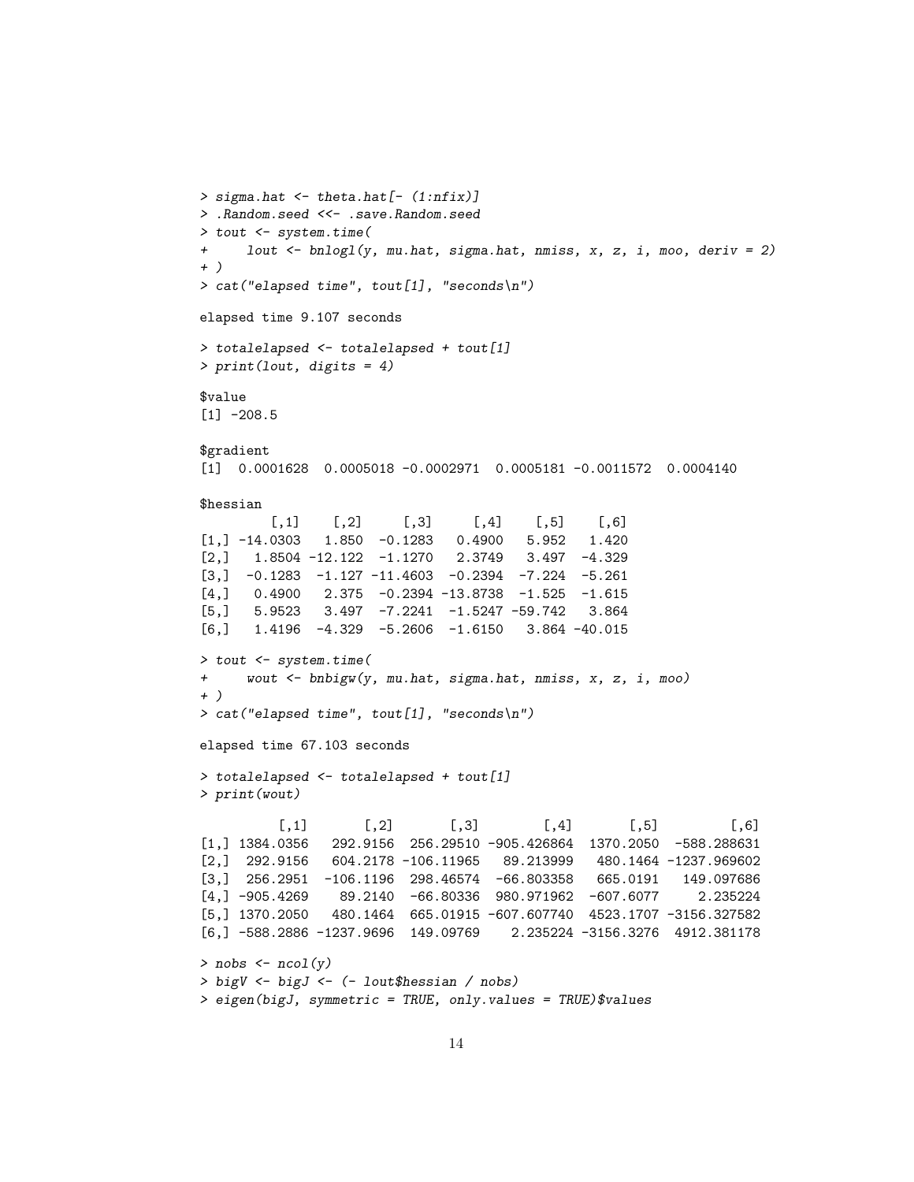```
> sigma.hat <- theta.hat[- (1:nfix)]
> .Random.seed <<- .save.Random.seed
> tout <- system.time(
+     lout <- bnlogl(y, mu.hat, sigma.hat, nmiss, x, z, i, moo, deriv = 2)
+ )
> cat("elapsed time", tout[1], "seconds\n")

elapsed time 9.107 seconds

> totalelapsed <- totalelapsed + tout[1]
> print(lout, digits = 4)

$value
[1] -208.5

$gradient
[1]  0.0001628  0.0005018 -0.0002971  0.0005181 -0.0011572  0.0004140

$hessian
        [,1]    [,2]     [,3]     [,4]    [,5]    [,6]
[1,] -14.0303   1.850  -0.1283   0.4900   5.952   1.420
[2,]   1.8504 -12.122  -1.1270   2.3749   3.497  -4.329
[3,]  -0.1283  -1.127 -11.4603  -0.2394  -7.224  -5.261
[4,]   0.4900   2.375  -0.2394 -13.8738  -1.525  -1.615
[5,]   5.9523   3.497  -7.2241  -1.5247 -59.742   3.864
[6,]   1.4196  -4.329  -5.2606  -1.6150   3.864 -40.015

> tout <- system.time(
+     wout <- bnbigw(y, mu.hat, sigma.hat, nmiss, x, z, i, moo)
+ )
> cat("elapsed time", tout[1], "seconds\n")

elapsed time 67.103 seconds

> totalelapsed <- totalelapsed + tout[1]
> print(wout)

          [,1]       [,2]       [,3]        [,4]       [,5]         [,6]
[1,] 1384.0356   292.9156  256.29510 -905.426864  1370.2050  -588.288631
[2,]  292.9156   604.2178 -106.11965   89.213999   480.1464 -1237.969602
[3,]  256.2951  -106.1196  298.46574  -66.803358   665.0191   149.097686
[4,] -905.4269    89.2140  -66.80336  980.971962  -607.6077     2.235224
[5,] 1370.2050   480.1464  665.01915 -607.607740  4523.1707 -3156.327582
[6,] -588.2886 -1237.9696  149.09769    2.235224 -3156.3276  4912.381178

> nobs <- ncol(y)
> bigV <- bigJ <- (- lout$hessian / nobs)
> eigen(bigJ, symmetric = TRUE, only.values = TRUE)$values
```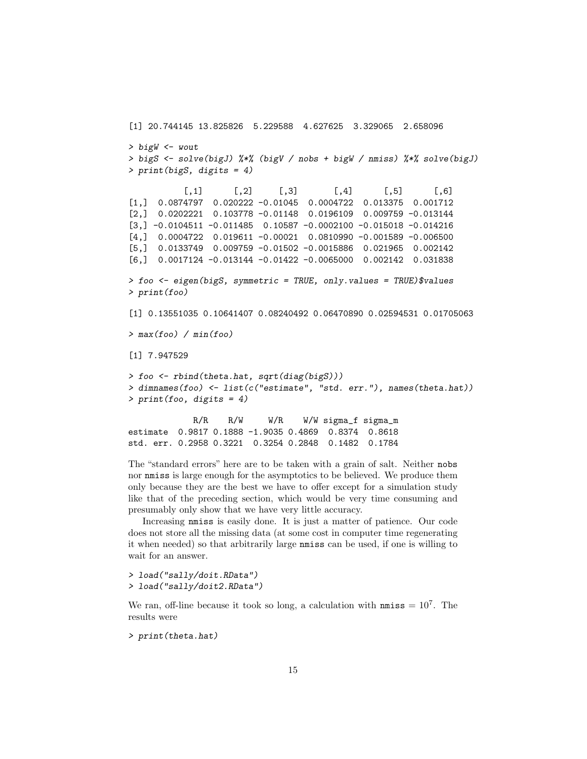```
[1] 20.744145 13.825826  5.229588  4.627625  3.329065  2.658096
```

```
> bigW <- wout
> bigS <- solve(bigJ) %*% (bigV / nobs + bigW / nmiss) %*% solve(bigJ)
> print(bigS, digits = 4)
```

```
           [,1]      [,2]     [,3]       [,4]      [,5]      [,6]
[1,]  0.0874797  0.020222 -0.01045  0.0004722  0.013375  0.001712
[2,]  0.0202221  0.103778 -0.01148  0.0196109  0.009759 -0.013144
[3,] -0.0104511 -0.011485  0.10587 -0.0002100 -0.015018 -0.014216
[4,]  0.0004722  0.019611 -0.00021  0.0810990 -0.001589 -0.006500
[5,]  0.0133749  0.009759 -0.01502 -0.0015886  0.021965  0.002142
[6,]  0.0017124 -0.013144 -0.01422 -0.0065000  0.002142  0.031838
```

```
> foo <- eigen(bigS, symmetric = TRUE, only.values = TRUE)$values
> print(foo)
```

```
[1] 0.13551035 0.10641407 0.08240492 0.06470890 0.02594531 0.01705063
```

```
> max(foo) / min(foo)
```

```
[1] 7.947529
```

```
> foo <- rbind(theta.hat, sqrt(diag(bigS)))
> dimnames(foo) <- list(c("estimate", "std. err."), names(theta.hat))
> print(foo, digits = 4)
```

```
             R/R    R/W     W/R    W/W sigma_f sigma_m
estimate  0.9817 0.1888 -1.9035 0.4869  0.8374  0.8618
std. err. 0.2958 0.3221  0.3254 0.2848  0.1482  0.1784
```

The "standard errors" here are to be taken with a grain of salt. Neither nobs nor nmiss is large enough for the asymptotics to be believed. We produce them only because they are the best we have to offer except for a simulation study like that of the preceding section, which would be very time consuming and presumably only show that we have very little accuracy.

Increasing nmiss is easily done. It is just a matter of patience. Our code does not store all the missing data (at some cost in computer time regenerating it when needed) so that arbitrarily large nmiss can be used, if one is willing to wait for an answer.

```
> load("sally/doit.RData")
> load("sally/doit2.RData")
```

We ran, off-line because it took so long, a calculation with nmiss $= 10^7$. The results were

```
> print(theta.hat)
```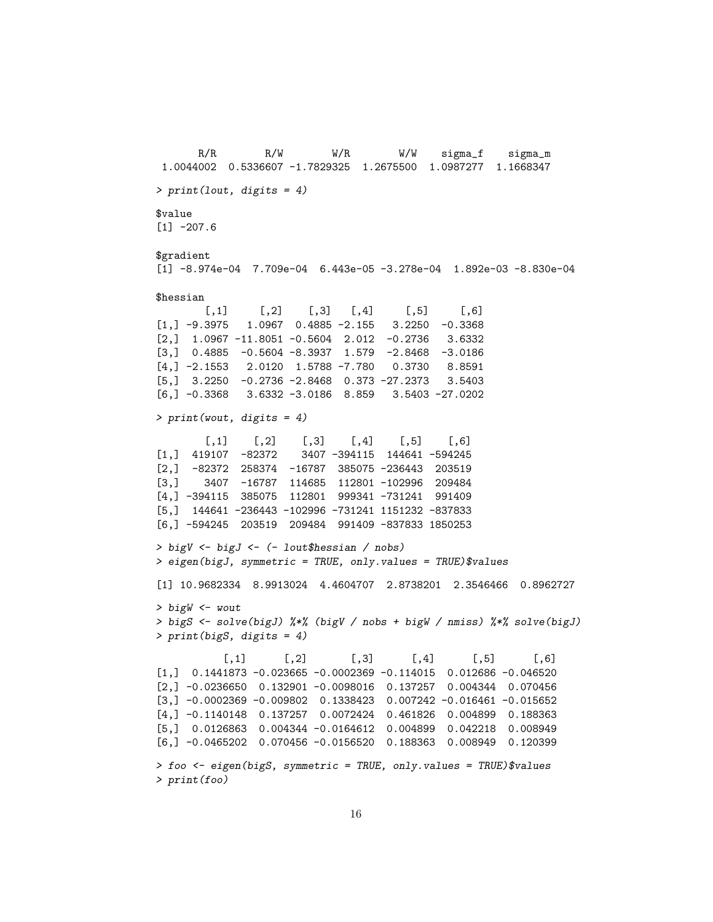```
      R/R        R/W        W/R        W/W    sigma_f    sigma_m 
 1.0044002  0.5336607 -1.7829325  1.2675500  1.0987277  1.1668347 

> print(lout, digits = 4)

$value
[1] -207.6

$gradient
[1] -8.974e-04  7.709e-04  6.443e-05 -3.278e-04  1.892e-03 -8.830e-04

$hessian
        [,1]     [,2]    [,3]   [,4]     [,5]     [,6]
[1,] -9.3975   1.0967  0.4885 -2.155   3.2250  -0.3368
[2,]  1.0967 -11.8051 -0.5604  2.012  -0.2736   3.6332
[3,]  0.4885  -0.5604 -8.3937  1.579  -2.8468  -3.0186
[4,] -2.1553   2.0120  1.5788 -7.780   0.3730   8.8591
[5,]  3.2250  -0.2736 -2.8468  0.373 -27.2373   3.5403
[6,] -0.3368   3.6332 -3.0186  8.859   3.5403 -27.0202

> print(wout, digits = 4)

        [,1]    [,2]    [,3]    [,4]    [,5]    [,6]
[1,]  419107  -82372    3407 -394115  144641 -594245
[2,]  -82372  258374  -16787  385075 -236443  203519
[3,]    3407  -16787  114685  112801 -102996  209484
[4,] -394115  385075  112801  999341 -731241  991409
[5,]  144641 -236443 -102996 -731241 1151232 -837833
[6,] -594245  203519  209484  991409 -837833 1850253

> bigV <- bigJ <- (- lout$hessian / nobs)
> eigen(bigJ, symmetric = TRUE, only.values = TRUE)$values

[1] 10.9682334  8.9913024  4.4604707  2.8738201  2.3546466  0.8962727

> bigW <- wout
> bigS <- solve(bigJ) %*% (bigV / nobs + bigW / nmiss) %*% solve(bigJ)
> print(bigS, digits = 4)

           [,1]      [,2]       [,3]      [,4]      [,5]      [,6]
[1,]  0.1441873 -0.023665 -0.0002369 -0.114015  0.012686 -0.046520
[2,] -0.0236650  0.132901 -0.0098016  0.137257  0.004344  0.070456
[3,] -0.0002369 -0.009802  0.1338423  0.007242 -0.016461 -0.015652
[4,] -0.1140148  0.137257  0.0072424  0.461826  0.004899  0.188363
[5,]  0.0126863  0.004344 -0.0164612  0.004899  0.042218  0.008949
[6,] -0.0465202  0.070456 -0.0156520  0.188363  0.008949  0.120399

> foo <- eigen(bigS, symmetric = TRUE, only.values = TRUE)$values
> print(foo)
```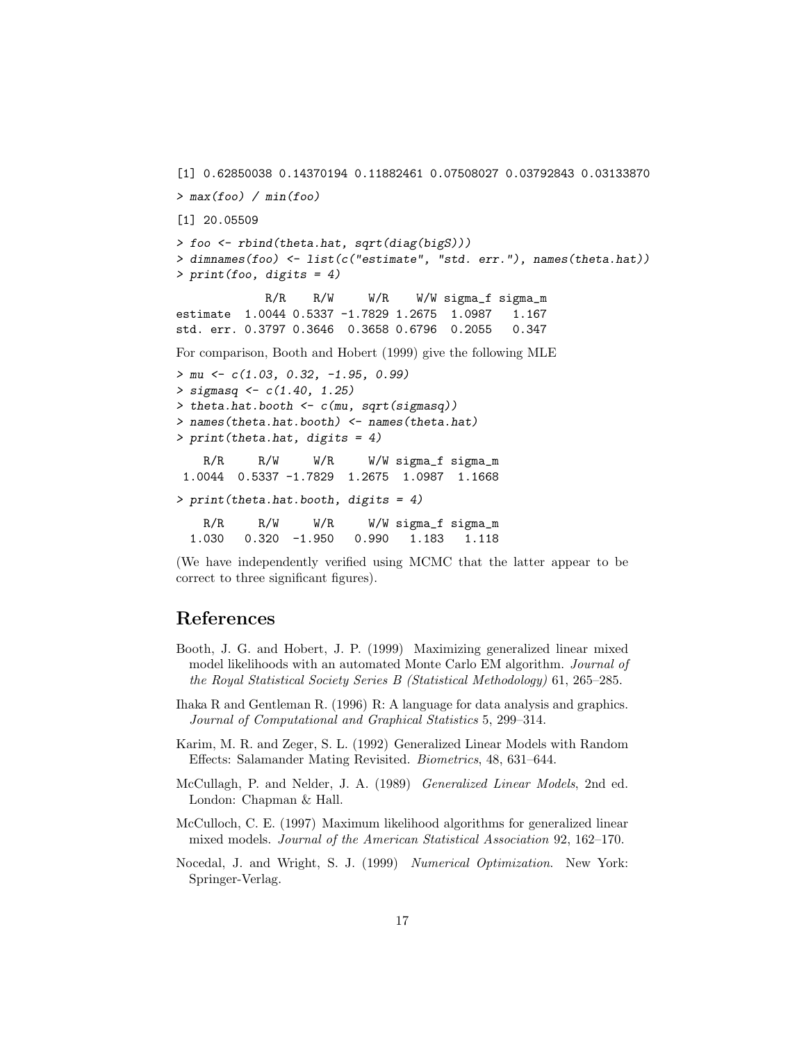```
[1] 0.62850038 0.14370194 0.11882461 0.07508027 0.03792843 0.03133870
> max(foo) / min(foo)
[1] 20.05509
> foo <- rbind(theta.hat, sqrt(diag(bigS)))
> dimnames(foo) <- list(c("estimate", "std. err."), names(theta.hat))
> print(foo, digits = 4)
             R/R    R/W     W/R    W/W sigma_f sigma_m
estimate  1.0044 0.5337 -1.7829 1.2675  1.0987   1.167
std. err. 0.3797 0.3646  0.3658 0.6796  0.2055   0.347
```

For comparison, Booth and Hobert (1999) give the following MLE

```
> mu <- c(1.03, 0.32, -1.95, 0.99)
> sigmasq <- c(1.40, 1.25)
> theta.hat.booth <- c(mu, sqrt(sigmasq))
> names(theta.hat.booth) <- names(theta.hat)
> print(theta.hat, digits = 4)
    R/R     R/W     W/R     W/W sigma_f sigma_m
 1.0044  0.5337 -1.7829  1.2675  1.0987  1.1668
> print(theta.hat.booth, digits = 4)
    R/R     R/W     W/R     W/W sigma_f sigma_m
  1.030   0.320  -1.950   0.990   1.183   1.118
```

(We have independently verified using MCMC that the latter appear to be correct to three significant figures).

## References

Booth, J. G. and Hobert, J. P. (1999) Maximizing generalized linear mixed model likelihoods with an automated Monte Carlo EM algorithm. *Journal of the Royal Statistical Society Series B (Statistical Methodology)* 61, 265–285.

Ihaka R and Gentleman R. (1996) R: A language for data analysis and graphics. *Journal of Computational and Graphical Statistics* 5, 299–314.

Karim, M. R. and Zeger, S. L. (1992) Generalized Linear Models with Random Effects: Salamander Mating Revisited. *Biometrics*, 48, 631–644.

McCullagh, P. and Nelder, J. A. (1989) *Generalized Linear Models*, 2nd ed. London: Chapman & Hall.

McCulloch, C. E. (1997) Maximum likelihood algorithms for generalized linear mixed models. *Journal of the American Statistical Association* 92, 162–170.

Nocedal, J. and Wright, S. J. (1999) *Numerical Optimization*. New York: Springer-Verlag.